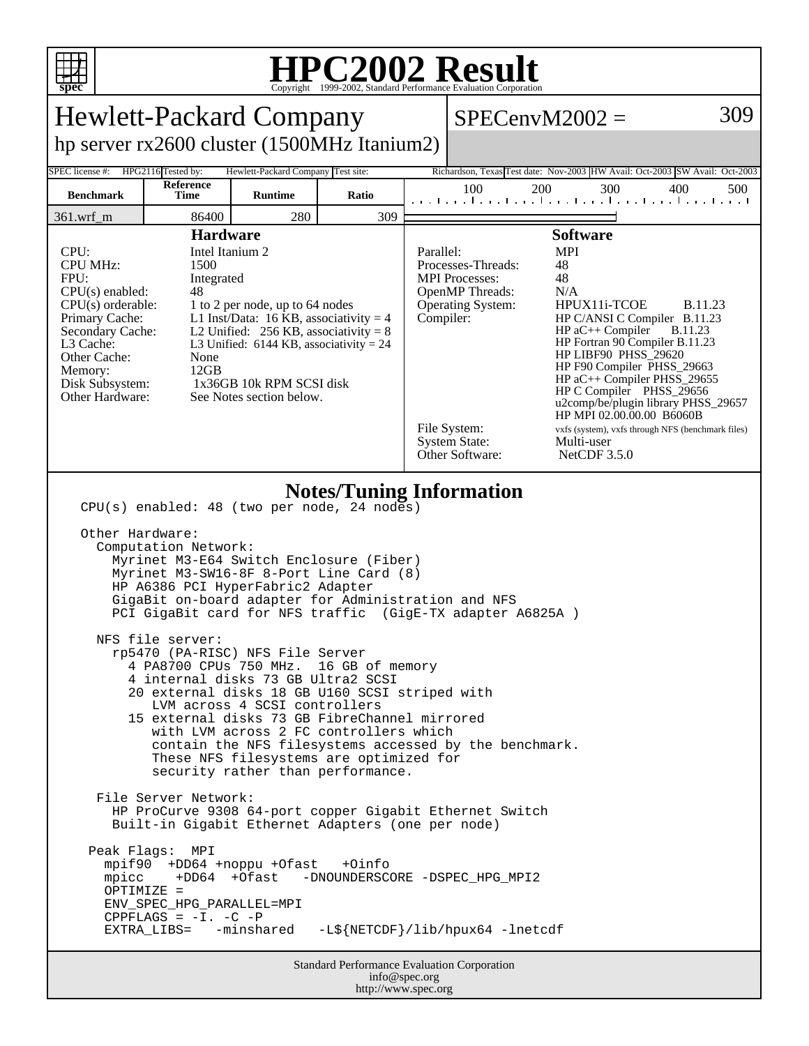# HPC2002 Result

Copyright 1999-2002, Standard Performance Evaluation Corporation

## Hewlett-Packard Company

hp server rx2600 cluster (1500MHz Itanium2)

SPECenvM2002 = 309

| SPEC license #: | HPG2116 | Tested by: | Hewlett-Packard Company | Test site: | Richardson, Texas | Test date: | Nov-2003 | HW Avail: | Oct-2003 | SW Avail: | Oct-2003 |
|---|---|---|---|---|---|---|---|---|---|---|---|

| Benchmark | Reference Time | Runtime | Ratio |
|---|---|---|---|
| 361.wrf_m | 86400 | 280 | 309 |

### Hardware

| | |
|---|---|
| CPU: | Intel Itanium 2 |
| CPU MHz: | 1500 |
| FPU: | Integrated |
| CPU(s) enabled: | 48 |
| CPU(s) orderable: | 1 to 2 per node, up to 64 nodes |
| Primary Cache: | L1 Inst/Data: 16 KB, associativity = 4 |
| Secondary Cache: | L2 Unified: 256 KB, associativity = 8 |
| L3 Cache: | L3 Unified: 6144 KB, associativity = 24 |
| Other Cache: | None |
| Memory: | 12GB |
| Disk Subsystem: | 1x36GB 10k RPM SCSI disk |
| Other Hardware: | See Notes section below. |

### Software

| | |
|---|---|
| Parallel: | MPI |
| Processes-Threads: | 48 |
| MPI Processes: | 48 |
| OpenMP Threads: | N/A |
| Operating System: | HPUX11i-TCOE B.11.23 |
| Compiler: | HP C/ANSI C Compiler B.11.23<br>HP aC++ Compiler B.11.23<br>HP Fortran 90 Compiler B.11.23<br>HP LIBF90 PHSS_29620<br>HP F90 Compiler PHSS_29663<br>HP aC++ Compiler PHSS_29655<br>HP C Compiler PHSS_29656<br>u2comp/be/plugin library PHSS_29657<br>HP MPI 02.00.00.00 B6060B |
| File System: | vxfs (system), vxfs through NFS (benchmark files) |
| System State: | Multi-user |
| Other Software: | NetCDF 3.5.0 |

### Notes/Tuning Information

```
CPU(s) enabled: 48 (two per node, 24 nodes)

Other Hardware:
  Computation Network:
    Myrinet M3-E64 Switch Enclosure (Fiber)
    Myrinet M3-SW16-8F 8-Port Line Card (8)
    HP A6386 PCI HyperFabric2 Adapter
    GigaBit on-board adapter for Administration and NFS
    PCI GigaBit card for NFS traffic  (GigE-TX adapter A6825A )

  NFS file server:
    rp5470 (PA-RISC) NFS File Server
      4 PA8700 CPUs 750 MHz.  16 GB of memory
      4 internal disks 73 GB Ultra2 SCSI
      20 external disks 18 GB U160 SCSI striped with
         LVM across 4 SCSI controllers
      15 external disks 73 GB FibreChannel mirrored
         with LVM across 2 FC controllers which
         contain the NFS filesystems accessed by the benchmark.
         These NFS filesystems are optimized for
         security rather than performance.

  File Server Network:
    HP ProCurve 9308 64-port copper Gigabit Ethernet Switch
    Built-in Gigabit Ethernet Adapters (one per node)

 Peak Flags:  MPI
   mpif90  +DD64 +noppu +Ofast   +Oinfo
   mpicc    +DD64  +Ofast   -DNOUNDERSCORE -DSPEC_HPG_MPI2
   OPTIMIZE =
   ENV_SPEC_HPG_PARALLEL=MPI
   CPPFLAGS = -I. -C -P
   EXTRA_LIBS=   -minshared   -L${NETCDF}/lib/hpux64 -lnetcdf
```

Standard Performance Evaluation Corporation
info@spec.org
http://www.spec.org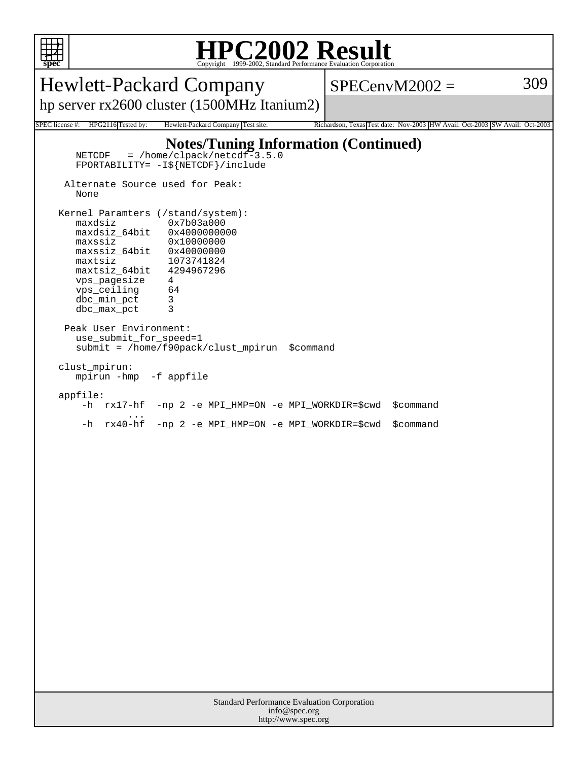# HPC2002 Result

Copyright 1999-2002, Standard Performance Evaluation Corporation

## Hewlett-Packard Company

hp server rx2600 cluster (1500MHz Itanium2)

SPECenvM2002 = 309

SPEC license #: HPG2116 Tested by: Hewlett-Packard Company Test site: Richardson, Texas Test date: Nov-2003 HW Avail: Oct-2003 SW Avail: Oct-2003

### Notes/Tuning Information (Continued)

```
   NETCDF   = /home/clpack/netcdf-3.5.0
   FPORTABILITY= -I${NETCDF}/include

    Alternate Source used for Peak:
   None

  Kernel Paramters (/stand/system):
   maxdsiz         0x7b03a000
   maxdsiz_64bit   0x4000000000
   maxssiz         0x10000000
   maxssiz_64bit   0x40000000
   maxtsiz         1073741824
   maxtsiz_64bit   4294967296
   vps_pagesize    4
   vps_ceiling     64
   dbc_min_pct     3
   dbc_max_pct     3

    Peak User Environment:
   use_submit_for_speed=1
   submit = /home/f90pack/clust_mpirun  $command

  clust_mpirun:
   mpirun -hmp  -f appfile

  appfile:
     -h  rx17-hf  -np 2 -e MPI_HMP=ON -e MPI_WORKDIR=$cwd  $command
           ...
     -h  rx40-hf  -np 2 -e MPI_HMP=ON -e MPI_WORKDIR=$cwd  $command
```

Standard Performance Evaluation Corporation
info@spec.org
http://www.spec.org